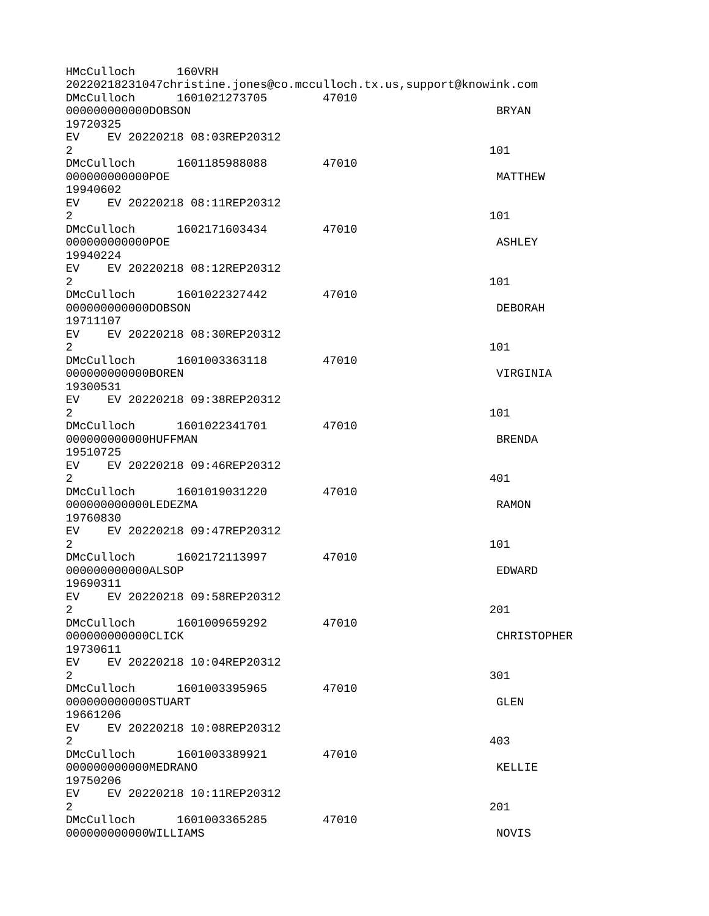```
HMcCulloch      160VRH
20220218231047christine.jones@co.mcculloch.tx.us,support@knowink.com
DMcCulloch      1601021273705       47010
000000000000DOBSON                                                      BRYAN
19720325
EV    EV 20220218 08:03REP20312
2                                                                      101
DMcCulloch      1601185988088       47010
000000000000POE                                                         MATTHEW
19940602
EV    EV 20220218 08:11REP20312
2                                                                      101
DMcCulloch      1602171603434       47010
000000000000POE                                                         ASHLEY
19940224
EV    EV 20220218 08:12REP20312
2                                                                      101
DMcCulloch      1601022327442       47010
000000000000DOBSON                                                      DEBORAH
19711107
EV    EV 20220218 08:30REP20312
2                                                                      101
DMcCulloch      1601003363118       47010
000000000000BOREN                                                       VIRGINIA
19300531
EV    EV 20220218 09:38REP20312
2                                                                      101
DMcCulloch      1601022341701       47010
000000000000HUFFMAN                                                     BRENDA
19510725
EV    EV 20220218 09:46REP20312
2                                                                      401
DMcCulloch      1601019031220       47010
000000000000LEDEZMA                                                     RAMON
19760830
EV    EV 20220218 09:47REP20312
2                                                                      101
DMcCulloch      1602172113997       47010
000000000000ALSOP                                                       EDWARD
19690311
EV    EV 20220218 09:58REP20312
2                                                                      201
DMcCulloch      1601009659292       47010
000000000000CLICK                                                       CHRISTOPHER
19730611
EV    EV 20220218 10:04REP20312
2                                                                      301
DMcCulloch      1601003395965       47010
000000000000STUART                                                      GLEN
19661206
EV    EV 20220218 10:08REP20312
2                                                                      403
DMcCulloch      1601003389921       47010
000000000000MEDRANO                                                     KELLIE
19750206
EV    EV 20220218 10:11REP20312
2                                                                      201
DMcCulloch      1601003365285       47010
000000000000WILLIAMS                                                    NOVIS
```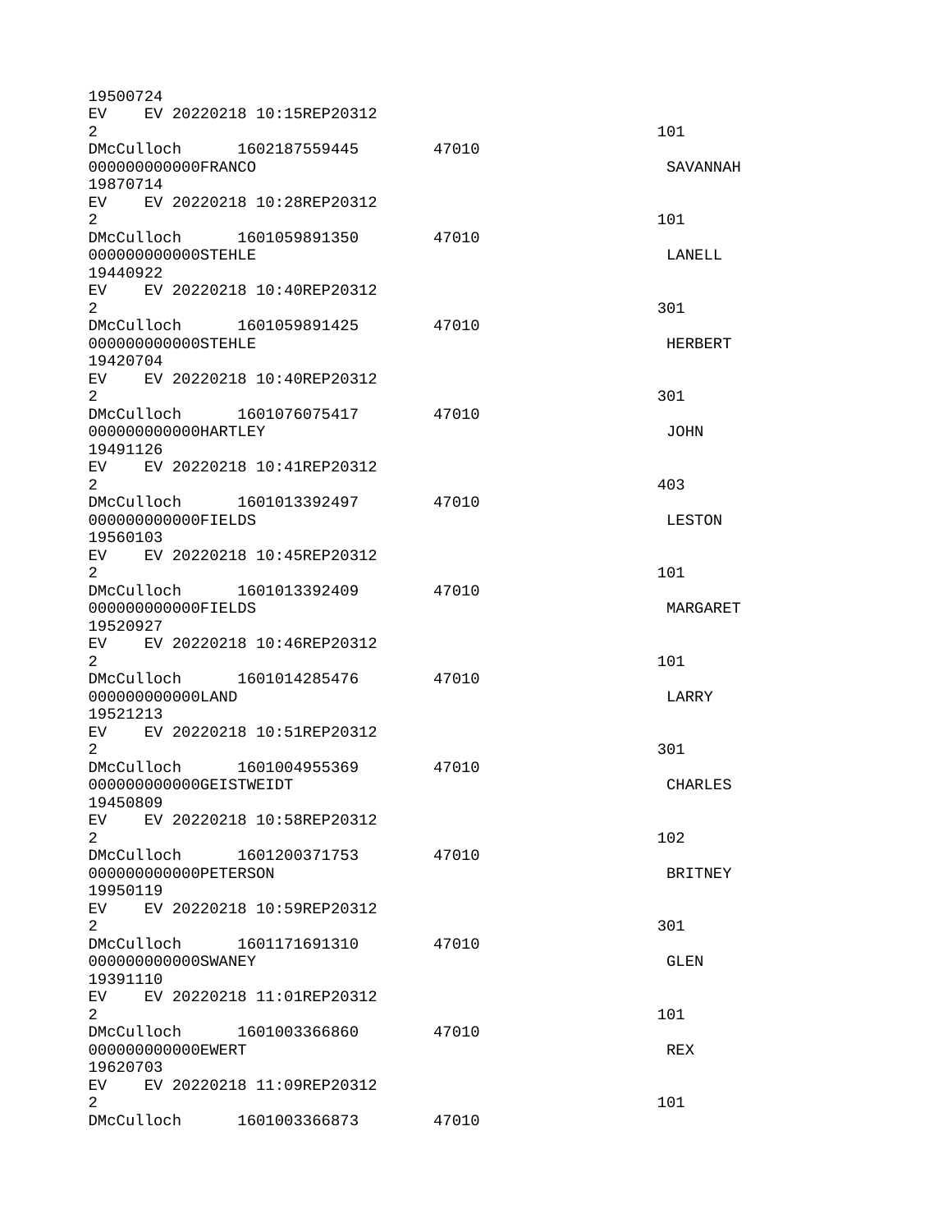```
19500724
EV    EV 20220218 10:15REP20312
2                                                                   101
DMcCulloch      1602187559445       47010
000000000000FRANCO                                                   SAVANNAH
19870714
EV    EV 20220218 10:28REP20312
2                                                                   101
DMcCulloch      1601059891350       47010
000000000000STEHLE                                                   LANELL
19440922
EV    EV 20220218 10:40REP20312
2                                                                   301
DMcCulloch      1601059891425       47010
000000000000STEHLE                                                   HERBERT
19420704
EV    EV 20220218 10:40REP20312
2                                                                   301
DMcCulloch      1601076075417       47010
000000000000HARTLEY                                                  JOHN
19491126
EV    EV 20220218 10:41REP20312
2                                                                   403
DMcCulloch      1601013392497       47010
000000000000FIELDS                                                   LESTON
19560103
EV    EV 20220218 10:45REP20312
2                                                                   101
DMcCulloch      1601013392409       47010
000000000000FIELDS                                                   MARGARET
19520927
EV    EV 20220218 10:46REP20312
2                                                                   101
DMcCulloch      1601014285476       47010
000000000000LAND                                                     LARRY
19521213
EV    EV 20220218 10:51REP20312
2                                                                   301
DMcCulloch      1601004955369       47010
000000000000GEISTWEIDT                                               CHARLES
19450809
EV    EV 20220218 10:58REP20312
2                                                                   102
DMcCulloch      1601200371753       47010
000000000000PETERSON                                                 BRITNEY
19950119
EV    EV 20220218 10:59REP20312
2                                                                   301
DMcCulloch      1601171691310       47010
000000000000SWANEY                                                   GLEN
19391110
EV    EV 20220218 11:01REP20312
2                                                                   101
DMcCulloch      1601003366860       47010
000000000000EWERT                                                    REX
19620703
EV    EV 20220218 11:09REP20312
2                                                                   101
DMcCulloch      1601003366873       47010
```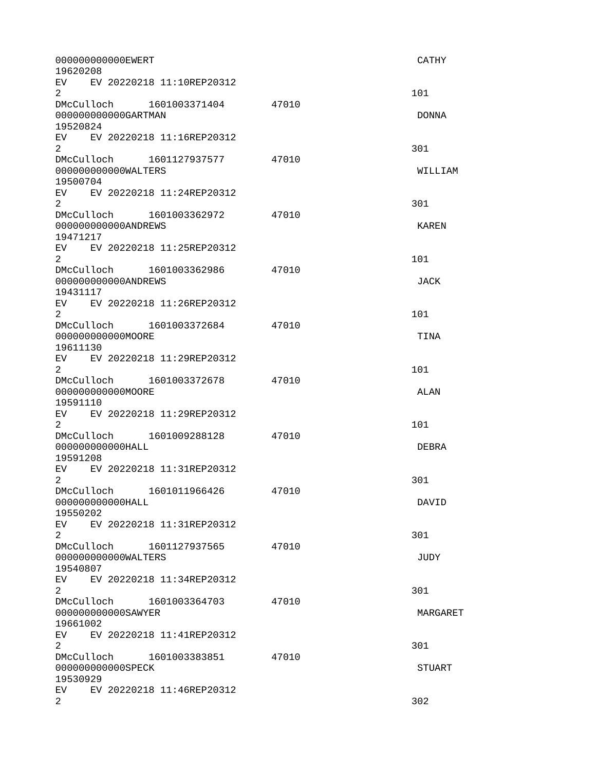```
000000000000EWERT                                                    CATHY
19620208
EV    EV 20220218 11:10REP20312
2                                                                   101
DMcCulloch      1601003371404       47010
000000000000GARTMAN                                                  DONNA
19520824
EV    EV 20220218 11:16REP20312
2                                                                   301
DMcCulloch      1601127937577       47010
000000000000WALTERS                                                  WILLIAM
19500704
EV    EV 20220218 11:24REP20312
2                                                                   301
DMcCulloch      1601003362972       47010
000000000000ANDREWS                                                  KAREN
19471217
EV    EV 20220218 11:25REP20312
2                                                                   101
DMcCulloch      1601003362986       47010
000000000000ANDREWS                                                  JACK
19431117
EV    EV 20220218 11:26REP20312
2                                                                   101
DMcCulloch      1601003372684       47010
000000000000MOORE                                                    TINA
19611130
EV    EV 20220218 11:29REP20312
2                                                                   101
DMcCulloch      1601003372678       47010
000000000000MOORE                                                    ALAN
19591110
EV    EV 20220218 11:29REP20312
2                                                                   101
DMcCulloch      1601009288128       47010
000000000000HALL                                                     DEBRA
19591208
EV    EV 20220218 11:31REP20312
2                                                                   301
DMcCulloch      1601011966426       47010
000000000000HALL                                                     DAVID
19550202
EV    EV 20220218 11:31REP20312
2                                                                   301
DMcCulloch      1601127937565       47010
000000000000WALTERS                                                  JUDY
19540807
EV    EV 20220218 11:34REP20312
2                                                                   301
DMcCulloch      1601003364703       47010
000000000000SAWYER                                                   MARGARET
19661002
EV    EV 20220218 11:41REP20312
2                                                                   301
DMcCulloch      1601003383851       47010
000000000000SPECK                                                    STUART
19530929
EV    EV 20220218 11:46REP20312
2                                                                   302
```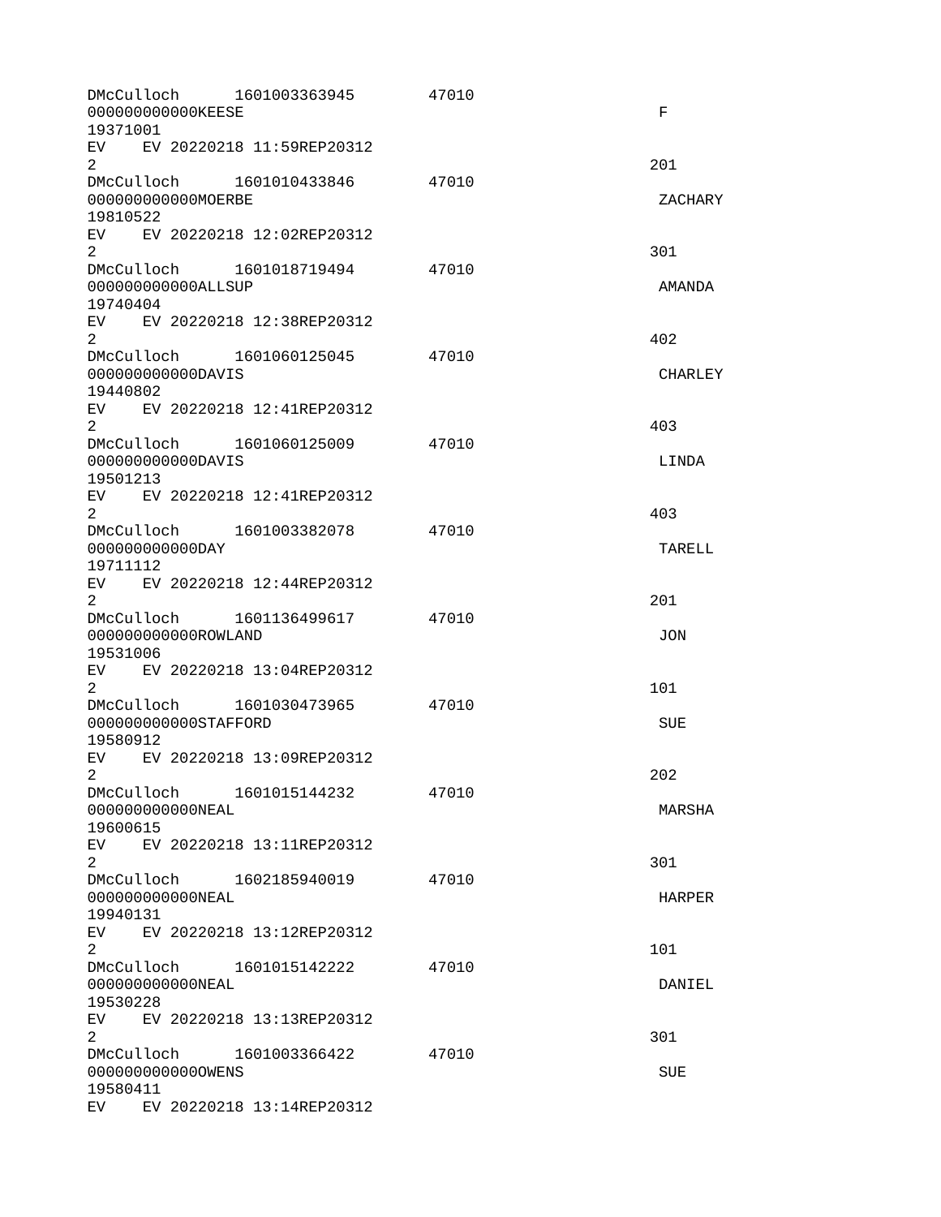```
DMcCulloch      1601003363945        47010
000000000000KEESE                                                F
19371001
EV    EV 20220218 11:59REP20312
2                                                               201
DMcCulloch      1601010433846        47010
000000000000MOERBE                                               ZACHARY
19810522
EV    EV 20220218 12:02REP20312
2                                                               301
DMcCulloch      1601018719494        47010
000000000000ALLSUP                                               AMANDA
19740404
EV    EV 20220218 12:38REP20312
2                                                               402
DMcCulloch      1601060125045        47010
000000000000DAVIS                                                CHARLEY
19440802
EV    EV 20220218 12:41REP20312
2                                                               403
DMcCulloch      1601060125009        47010
000000000000DAVIS                                                LINDA
19501213
EV    EV 20220218 12:41REP20312
2                                                               403
DMcCulloch      1601003382078        47010
000000000000DAY                                                  TARELL
19711112
EV    EV 20220218 12:44REP20312
2                                                               201
DMcCulloch      1601136499617        47010
000000000000ROWLAND                                              JON
19531006
EV    EV 20220218 13:04REP20312
2                                                               101
DMcCulloch      1601030473965        47010
000000000000STAFFORD                                             SUE
19580912
EV    EV 20220218 13:09REP20312
2                                                               202
DMcCulloch      1601015144232        47010
000000000000NEAL                                                 MARSHA
19600615
EV    EV 20220218 13:11REP20312
2                                                               301
DMcCulloch      1602185940019        47010
000000000000NEAL                                                 HARPER
19940131
EV    EV 20220218 13:12REP20312
2                                                               101
DMcCulloch      1601015142222        47010
000000000000NEAL                                                 DANIEL
19530228
EV    EV 20220218 13:13REP20312
2                                                               301
DMcCulloch      1601003366422        47010
000000000000OWENS                                                SUE
19580411
EV    EV 20220218 13:14REP20312
```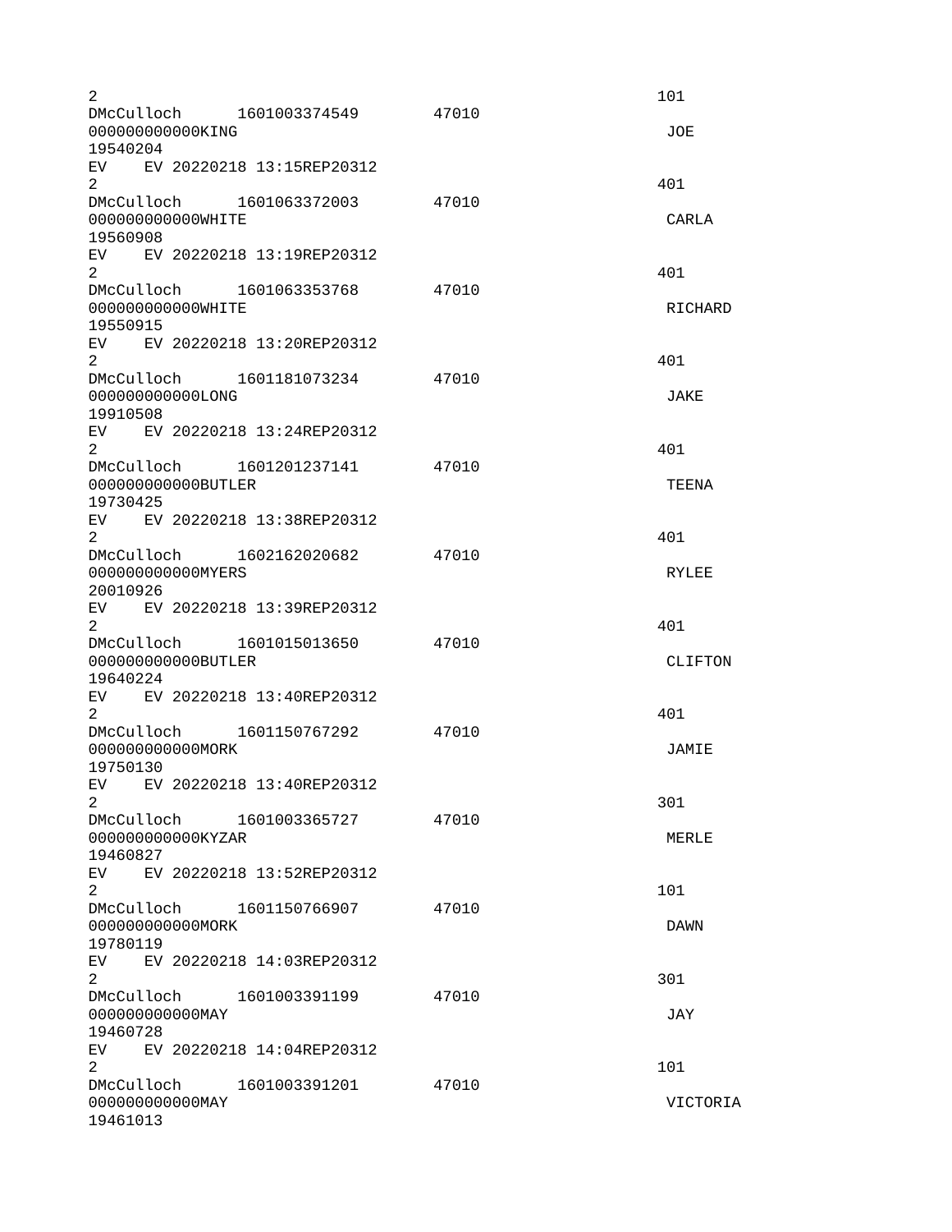```
2                                                                       101
DMcCulloch      1601003374549       47010
000000000000KING                                                         JOE
19540204
EV    EV 20220218 13:15REP20312
2                                                                       401
DMcCulloch      1601063372003       47010
000000000000WHITE                                                        CARLA
19560908
EV    EV 20220218 13:19REP20312
2                                                                       401
DMcCulloch      1601063353768       47010
000000000000WHITE                                                        RICHARD
19550915
EV    EV 20220218 13:20REP20312
2                                                                       401
DMcCulloch      1601181073234       47010
000000000000LONG                                                         JAKE
19910508
EV    EV 20220218 13:24REP20312
2                                                                       401
DMcCulloch      1601201237141       47010
000000000000BUTLER                                                       TEENA
19730425
EV    EV 20220218 13:38REP20312
2                                                                       401
DMcCulloch      1602162020682       47010
000000000000MYERS                                                        RYLEE
20010926
EV    EV 20220218 13:39REP20312
2                                                                       401
DMcCulloch      1601015013650       47010
000000000000BUTLER                                                       CLIFTON
19640224
EV    EV 20220218 13:40REP20312
2                                                                       401
DMcCulloch      1601150767292       47010
000000000000MORK                                                         JAMIE
19750130
EV    EV 20220218 13:40REP20312
2                                                                       301
DMcCulloch      1601003365727       47010
000000000000KYZAR                                                        MERLE
19460827
EV    EV 20220218 13:52REP20312
2                                                                       101
DMcCulloch      1601150766907       47010
000000000000MORK                                                         DAWN
19780119
EV    EV 20220218 14:03REP20312
2                                                                       301
DMcCulloch      1601003391199       47010
000000000000MAY                                                          JAY
19460728
EV    EV 20220218 14:04REP20312
2                                                                       101
DMcCulloch      1601003391201       47010
000000000000MAY                                                          VICTORIA
19461013
```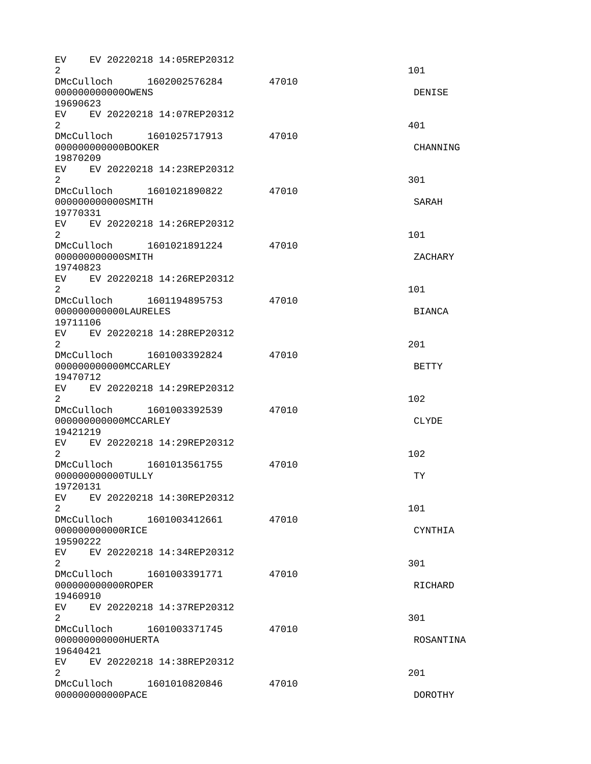```
EV    EV 20220218 14:05REP20312
2                                                          101
DMcCulloch      1602002576284       47010
000000000000OWENS                                           DENISE
19690623
EV    EV 20220218 14:07REP20312
2                                                          401
DMcCulloch      1601025717913       47010
000000000000BOOKER                                          CHANNING
19870209
EV    EV 20220218 14:23REP20312
2                                                          301
DMcCulloch      1601021890822       47010
000000000000SMITH                                           SARAH
19770331
EV    EV 20220218 14:26REP20312
2                                                          101
DMcCulloch      1601021891224       47010
000000000000SMITH                                           ZACHARY
19740823
EV    EV 20220218 14:26REP20312
2                                                          101
DMcCulloch      1601194895753       47010
000000000000LAURELES                                        BIANCA
19711106
EV    EV 20220218 14:28REP20312
2                                                          201
DMcCulloch      1601003392824       47010
000000000000MCCARLEY                                        BETTY
19470712
EV    EV 20220218 14:29REP20312
2                                                          102
DMcCulloch      1601003392539       47010
000000000000MCCARLEY                                        CLYDE
19421219
EV    EV 20220218 14:29REP20312
2                                                          102
DMcCulloch      1601013561755       47010
000000000000TULLY                                           TY
19720131
EV    EV 20220218 14:30REP20312
2                                                          101
DMcCulloch      1601003412661       47010
000000000000RICE                                            CYNTHIA
19590222
EV    EV 20220218 14:34REP20312
2                                                          301
DMcCulloch      1601003391771       47010
000000000000ROPER                                           RICHARD
19460910
EV    EV 20220218 14:37REP20312
2                                                          301
DMcCulloch      1601003371745       47010
000000000000HUERTA                                          ROSANTINA
19640421
EV    EV 20220218 14:38REP20312
2                                                          201
DMcCulloch      1601010820846       47010
000000000000PACE                                            DOROTHY
```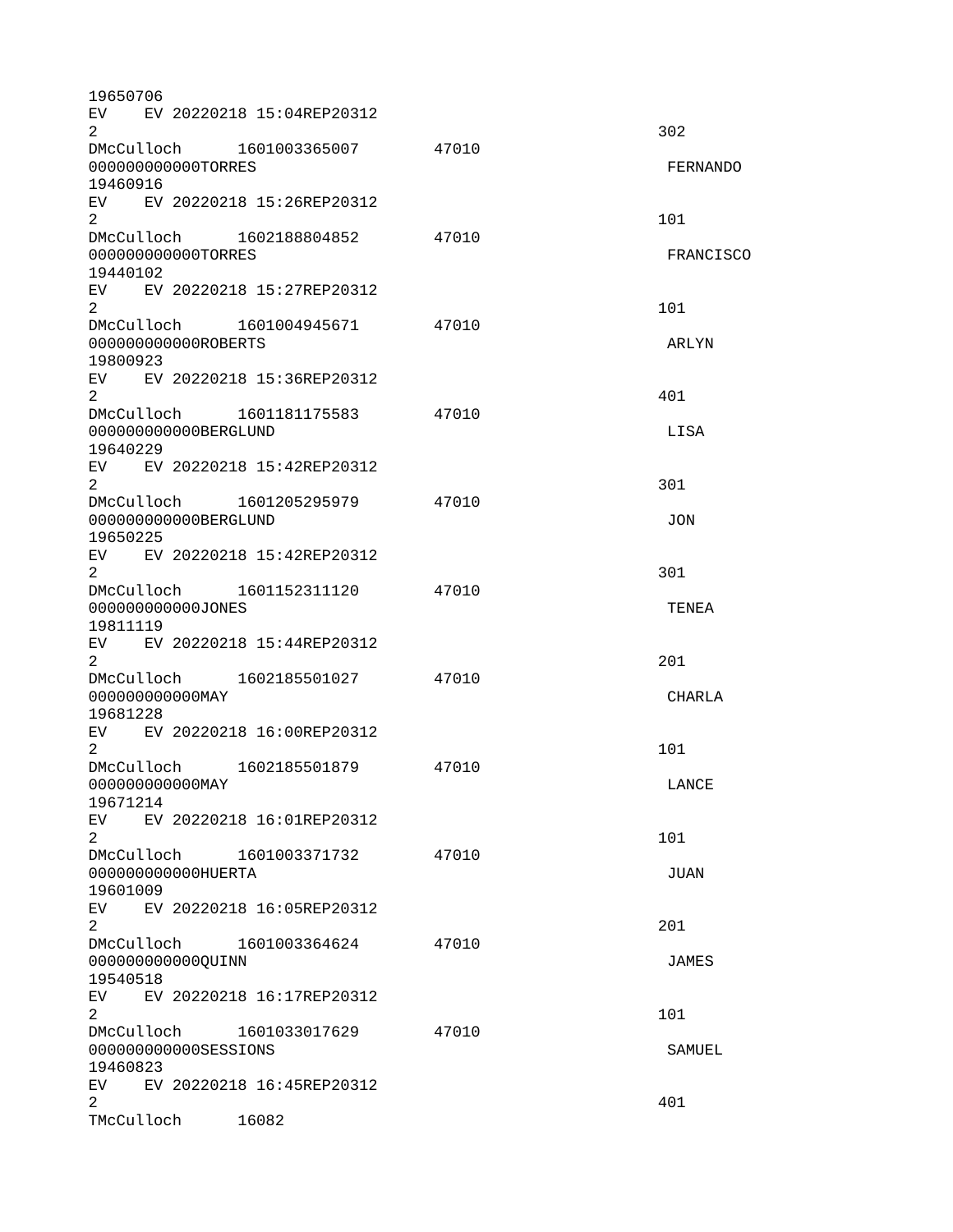19650706
EV EV 20220218 15:04REP20312
2 302
DMcCulloch 1601003365007 47010
000000000000TORRES FERNANDO
19460916
EV EV 20220218 15:26REP20312
2 101
DMcCulloch 1602188804852 47010
000000000000TORRES FRANCISCO
19440102
EV EV 20220218 15:27REP20312
2 101
DMcCulloch 1601004945671 47010
000000000000ROBERTS ARLYN
19800923
EV EV 20220218 15:36REP20312
2 401
DMcCulloch 1601181175583 47010
000000000000BERGLUND LISA
19640229
EV EV 20220218 15:42REP20312
2 301
DMcCulloch 1601205295979 47010
000000000000BERGLUND JON
19650225
EV EV 20220218 15:42REP20312
2 301
DMcCulloch 1601152311120 47010
000000000000JONES TENEA
19811119
EV EV 20220218 15:44REP20312
2 201
DMcCulloch 1602185501027 47010
000000000000MAY CHARLA
19681228
EV EV 20220218 16:00REP20312
2 101
DMcCulloch 1602185501879 47010
000000000000MAY LANCE
19671214
EV EV 20220218 16:01REP20312
2 101
DMcCulloch 1601003371732 47010
000000000000HUERTA JUAN
19601009
EV EV 20220218 16:05REP20312
2 201
DMcCulloch 1601003364624 47010
000000000000QUINN JAMES
19540518
EV EV 20220218 16:17REP20312
2 101
DMcCulloch 1601033017629 47010
000000000000SESSIONS SAMUEL
19460823
EV EV 20220218 16:45REP20312
2 401
TMcCulloch 16082